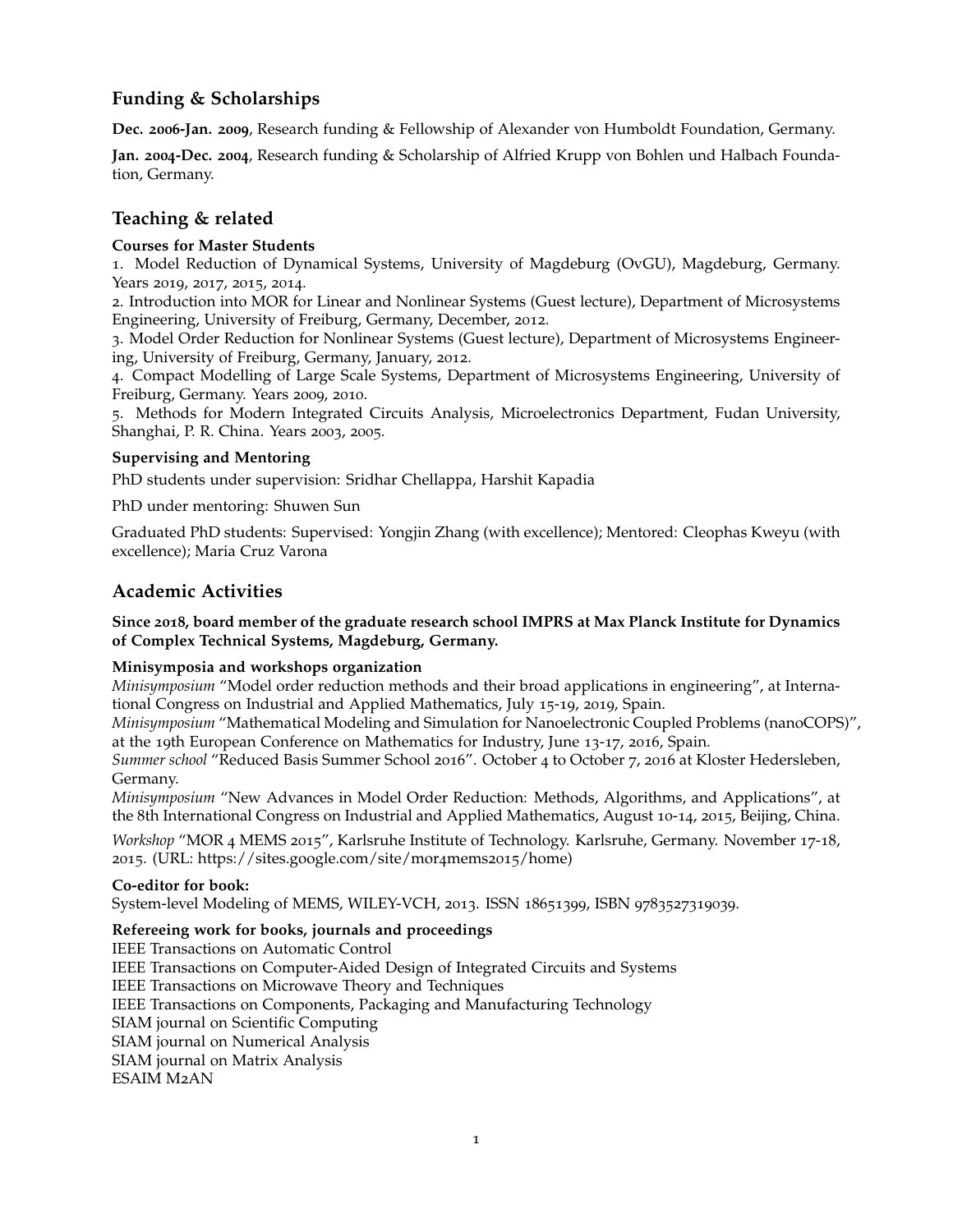## Funding & Scholarships

**Dec. 2006-Jan. 2009**, Research funding & Fellowship of Alexander von Humboldt Foundation, Germany.

**Jan. 2004-Dec. 2004**, Research funding & Scholarship of Alfried Krupp von Bohlen und Halbach Foundation, Germany.

## Teaching & related

**Courses for Master Students**

1. Model Reduction of Dynamical Systems, University of Magdeburg (OvGU), Magdeburg, Germany. Years 2019, 2017, 2015, 2014.
2. Introduction into MOR for Linear and Nonlinear Systems (Guest lecture), Department of Microsystems Engineering, University of Freiburg, Germany, December, 2012.
3. Model Order Reduction for Nonlinear Systems (Guest lecture), Department of Microsystems Engineering, University of Freiburg, Germany, January, 2012.
4. Compact Modelling of Large Scale Systems, Department of Microsystems Engineering, University of Freiburg, Germany. Years 2009, 2010.
5. Methods for Modern Integrated Circuits Analysis, Microelectronics Department, Fudan University, Shanghai, P. R. China. Years 2003, 2005.

**Supervising and Mentoring**

PhD students under supervision: Sridhar Chellappa, Harshit Kapadia

PhD under mentoring: Shuwen Sun

Graduated PhD students: Supervised: Yongjin Zhang (with excellence); Mentored: Cleophas Kweyu (with excellence); Maria Cruz Varona

## Academic Activities

**Since 2018, board member of the graduate research school IMPRS at Max Planck Institute for Dynamics of Complex Technical Systems, Magdeburg, Germany.**

**Minisymposia and workshops organization**

*Minisymposium* "Model order reduction methods and their broad applications in engineering", at International Congress on Industrial and Applied Mathematics, July 15-19, 2019, Spain.
*Minisymposium* "Mathematical Modeling and Simulation for Nanoelectronic Coupled Problems (nanoCOPS)", at the 19th European Conference on Mathematics for Industry, June 13-17, 2016, Spain.
*Summer school* "Reduced Basis Summer School 2016". October 4 to October 7, 2016 at Kloster Hedersleben, Germany.
*Minisymposium* "New Advances in Model Order Reduction: Methods, Algorithms, and Applications", at the 8th International Congress on Industrial and Applied Mathematics, August 10-14, 2015, Beijing, China.

*Workshop* "MOR 4 MEMS 2015", Karlsruhe Institute of Technology. Karlsruhe, Germany. November 17-18, 2015. (URL: https://sites.google.com/site/mor4mems2015/home)

**Co-editor for book:**
System-level Modeling of MEMS, WILEY-VCH, 2013. ISSN 18651399, ISBN 9783527319039.

**Refereeing work for books, journals and proceedings**
IEEE Transactions on Automatic Control
IEEE Transactions on Computer-Aided Design of Integrated Circuits and Systems
IEEE Transactions on Microwave Theory and Techniques
IEEE Transactions on Components, Packaging and Manufacturing Technology
SIAM journal on Scientific Computing
SIAM journal on Numerical Analysis
SIAM journal on Matrix Analysis
ESAIM M2AN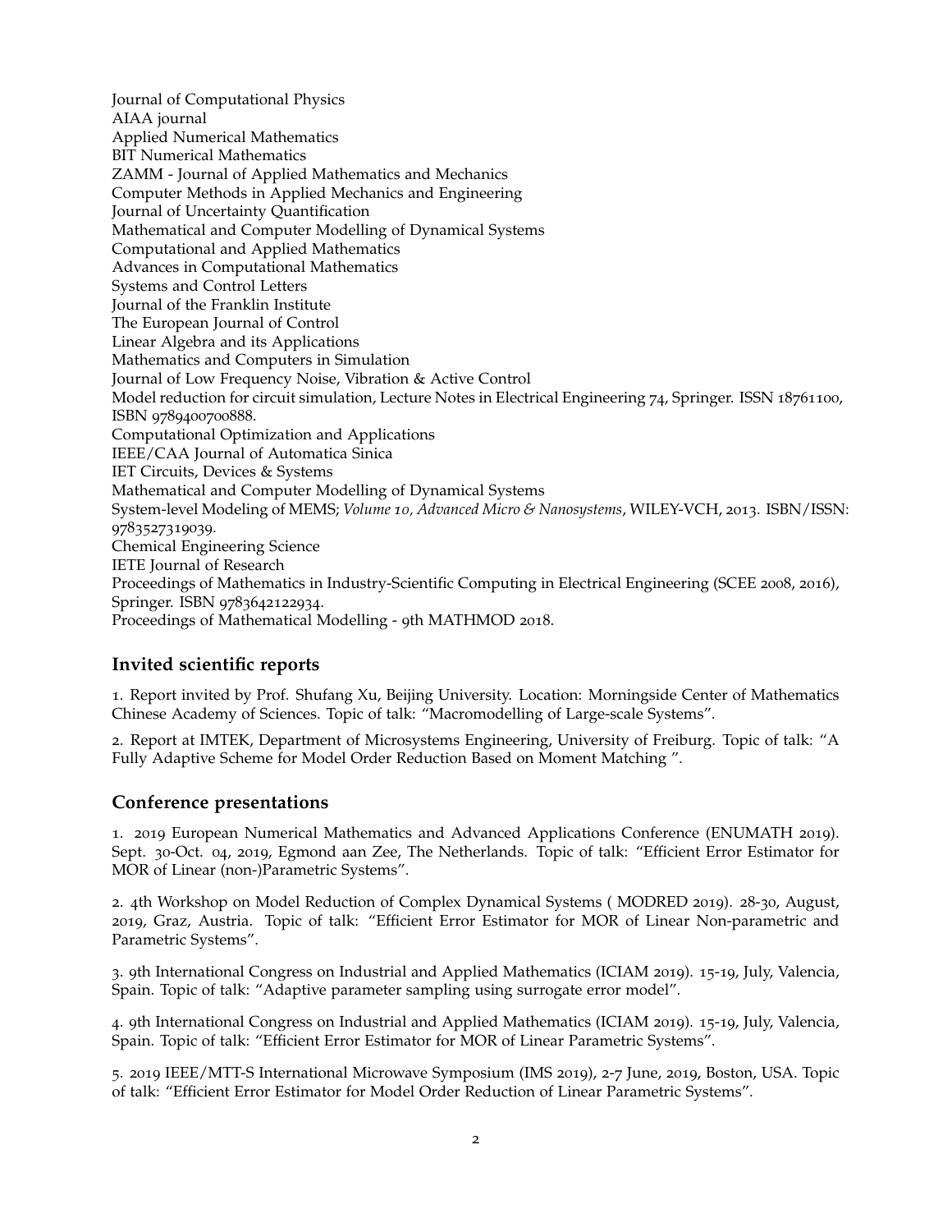Journal of Computational Physics
AIAA journal
Applied Numerical Mathematics
BIT Numerical Mathematics
ZAMM - Journal of Applied Mathematics and Mechanics
Computer Methods in Applied Mechanics and Engineering
Journal of Uncertainty Quantification
Mathematical and Computer Modelling of Dynamical Systems
Computational and Applied Mathematics
Advances in Computational Mathematics
Systems and Control Letters
Journal of the Franklin Institute
The European Journal of Control
Linear Algebra and its Applications
Mathematics and Computers in Simulation
Journal of Low Frequency Noise, Vibration & Active Control
Model reduction for circuit simulation, Lecture Notes in Electrical Engineering 74, Springer. ISSN 18761100, ISBN 9789400700888.
Computational Optimization and Applications
IEEE/CAA Journal of Automatica Sinica
IET Circuits, Devices & Systems
Mathematical and Computer Modelling of Dynamical Systems
System-level Modeling of MEMS; *Volume 10, Advanced Micro & Nanosystems*, WILEY-VCH, 2013. ISBN/ISSN: 9783527319039.
Chemical Engineering Science
IETE Journal of Research
Proceedings of Mathematics in Industry-Scientific Computing in Electrical Engineering (SCEE 2008, 2016), Springer. ISBN 9783642122934.
Proceedings of Mathematical Modelling - 9th MATHMOD 2018.

## Invited scientific reports

1. Report invited by Prof. Shufang Xu, Beijing University. Location: Morningside Center of Mathematics Chinese Academy of Sciences. Topic of talk: "Macromodelling of Large-scale Systems".

2. Report at IMTEK, Department of Microsystems Engineering, University of Freiburg. Topic of talk: "A Fully Adaptive Scheme for Model Order Reduction Based on Moment Matching ".

## Conference presentations

1. 2019 European Numerical Mathematics and Advanced Applications Conference (ENUMATH 2019). Sept. 30-Oct. 04, 2019, Egmond aan Zee, The Netherlands. Topic of talk: "Efficient Error Estimator for MOR of Linear (non-)Parametric Systems".

2. 4th Workshop on Model Reduction of Complex Dynamical Systems ( MODRED 2019). 28-30, August, 2019, Graz, Austria. Topic of talk: "Efficient Error Estimator for MOR of Linear Non-parametric and Parametric Systems".

3. 9th International Congress on Industrial and Applied Mathematics (ICIAM 2019). 15-19, July, Valencia, Spain. Topic of talk: "Adaptive parameter sampling using surrogate error model".

4. 9th International Congress on Industrial and Applied Mathematics (ICIAM 2019). 15-19, July, Valencia, Spain. Topic of talk: "Efficient Error Estimator for MOR of Linear Parametric Systems".

5. 2019 IEEE/MTT-S International Microwave Symposium (IMS 2019), 2-7 June, 2019, Boston, USA. Topic of talk: "Efficient Error Estimator for Model Order Reduction of Linear Parametric Systems".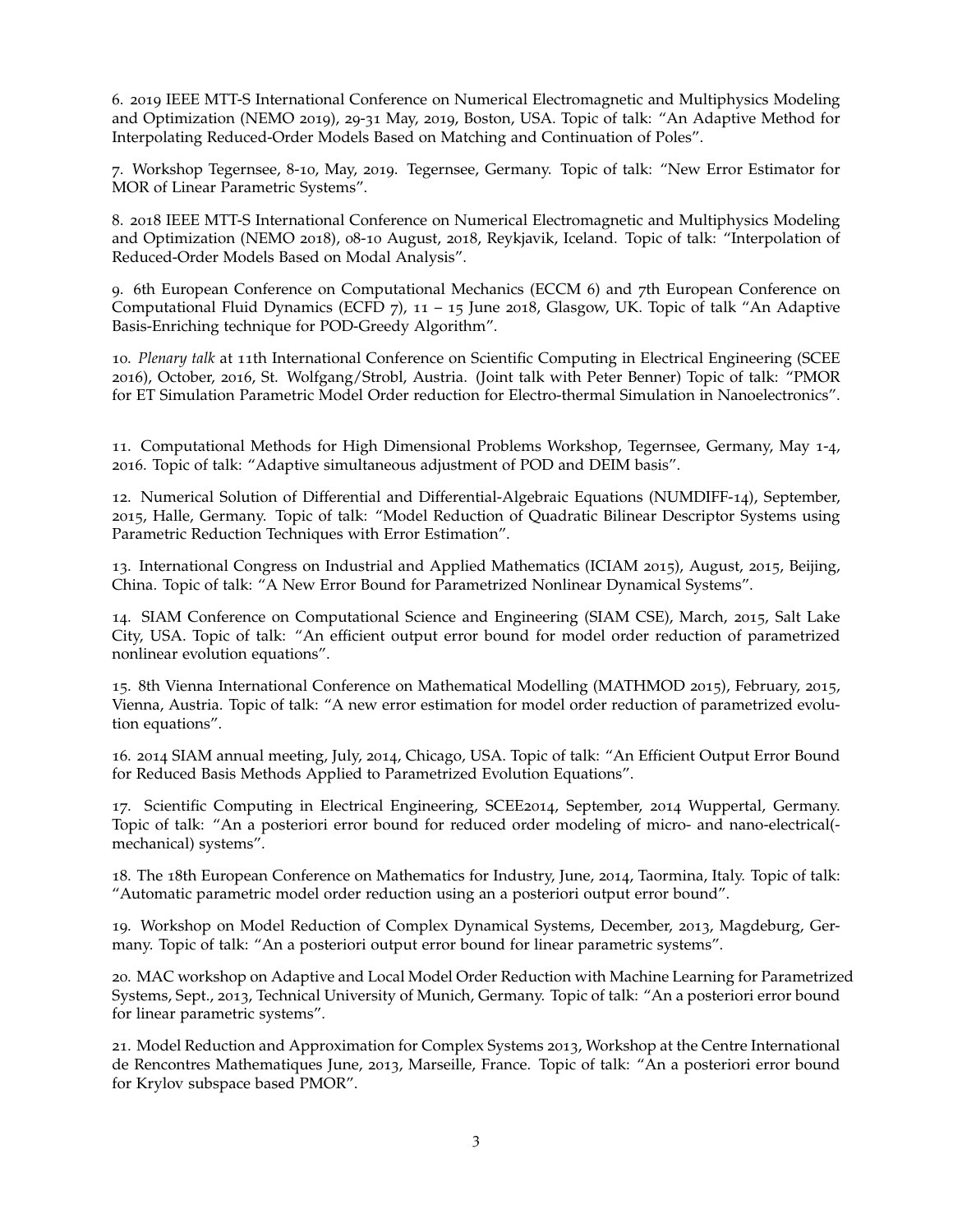6. 2019 IEEE MTT-S International Conference on Numerical Electromagnetic and Multiphysics Modeling and Optimization (NEMO 2019), 29-31 May, 2019, Boston, USA. Topic of talk: "An Adaptive Method for Interpolating Reduced-Order Models Based on Matching and Continuation of Poles".

7. Workshop Tegernsee, 8-10, May, 2019. Tegernsee, Germany. Topic of talk: "New Error Estimator for MOR of Linear Parametric Systems".

8. 2018 IEEE MTT-S International Conference on Numerical Electromagnetic and Multiphysics Modeling and Optimization (NEMO 2018), 08-10 August, 2018, Reykjavik, Iceland. Topic of talk: "Interpolation of Reduced-Order Models Based on Modal Analysis".

9. 6th European Conference on Computational Mechanics (ECCM 6) and 7th European Conference on Computational Fluid Dynamics (ECFD 7), 11 – 15 June 2018, Glasgow, UK. Topic of talk "An Adaptive Basis-Enriching technique for POD-Greedy Algorithm".

10. *Plenary talk* at 11th International Conference on Scientific Computing in Electrical Engineering (SCEE 2016), October, 2016, St. Wolfgang/Strobl, Austria. (Joint talk with Peter Benner) Topic of talk: "PMOR for ET Simulation Parametric Model Order reduction for Electro-thermal Simulation in Nanoelectronics".

11. Computational Methods for High Dimensional Problems Workshop, Tegernsee, Germany, May 1-4, 2016. Topic of talk: "Adaptive simultaneous adjustment of POD and DEIM basis".

12. Numerical Solution of Differential and Differential-Algebraic Equations (NUMDIFF-14), September, 2015, Halle, Germany. Topic of talk: "Model Reduction of Quadratic Bilinear Descriptor Systems using Parametric Reduction Techniques with Error Estimation".

13. International Congress on Industrial and Applied Mathematics (ICIAM 2015), August, 2015, Beijing, China. Topic of talk: "A New Error Bound for Parametrized Nonlinear Dynamical Systems".

14. SIAM Conference on Computational Science and Engineering (SIAM CSE), March, 2015, Salt Lake City, USA. Topic of talk: "An efficient output error bound for model order reduction of parametrized nonlinear evolution equations".

15. 8th Vienna International Conference on Mathematical Modelling (MATHMOD 2015), February, 2015, Vienna, Austria. Topic of talk: "A new error estimation for model order reduction of parametrized evolution equations".

16. 2014 SIAM annual meeting, July, 2014, Chicago, USA. Topic of talk: "An Efficient Output Error Bound for Reduced Basis Methods Applied to Parametrized Evolution Equations".

17. Scientific Computing in Electrical Engineering, SCEE2014, September, 2014 Wuppertal, Germany. Topic of talk: "An a posteriori error bound for reduced order modeling of micro- and nano-electrical(-mechanical) systems".

18. The 18th European Conference on Mathematics for Industry, June, 2014, Taormina, Italy. Topic of talk: "Automatic parametric model order reduction using an a posteriori output error bound".

19. Workshop on Model Reduction of Complex Dynamical Systems, December, 2013, Magdeburg, Germany. Topic of talk: "An a posteriori output error bound for linear parametric systems".

20. MAC workshop on Adaptive and Local Model Order Reduction with Machine Learning for Parametrized Systems, Sept., 2013, Technical University of Munich, Germany. Topic of talk: "An a posteriori error bound for linear parametric systems".

21. Model Reduction and Approximation for Complex Systems 2013, Workshop at the Centre International de Rencontres Mathematiques June, 2013, Marseille, France. Topic of talk: "An a posteriori error bound for Krylov subspace based PMOR".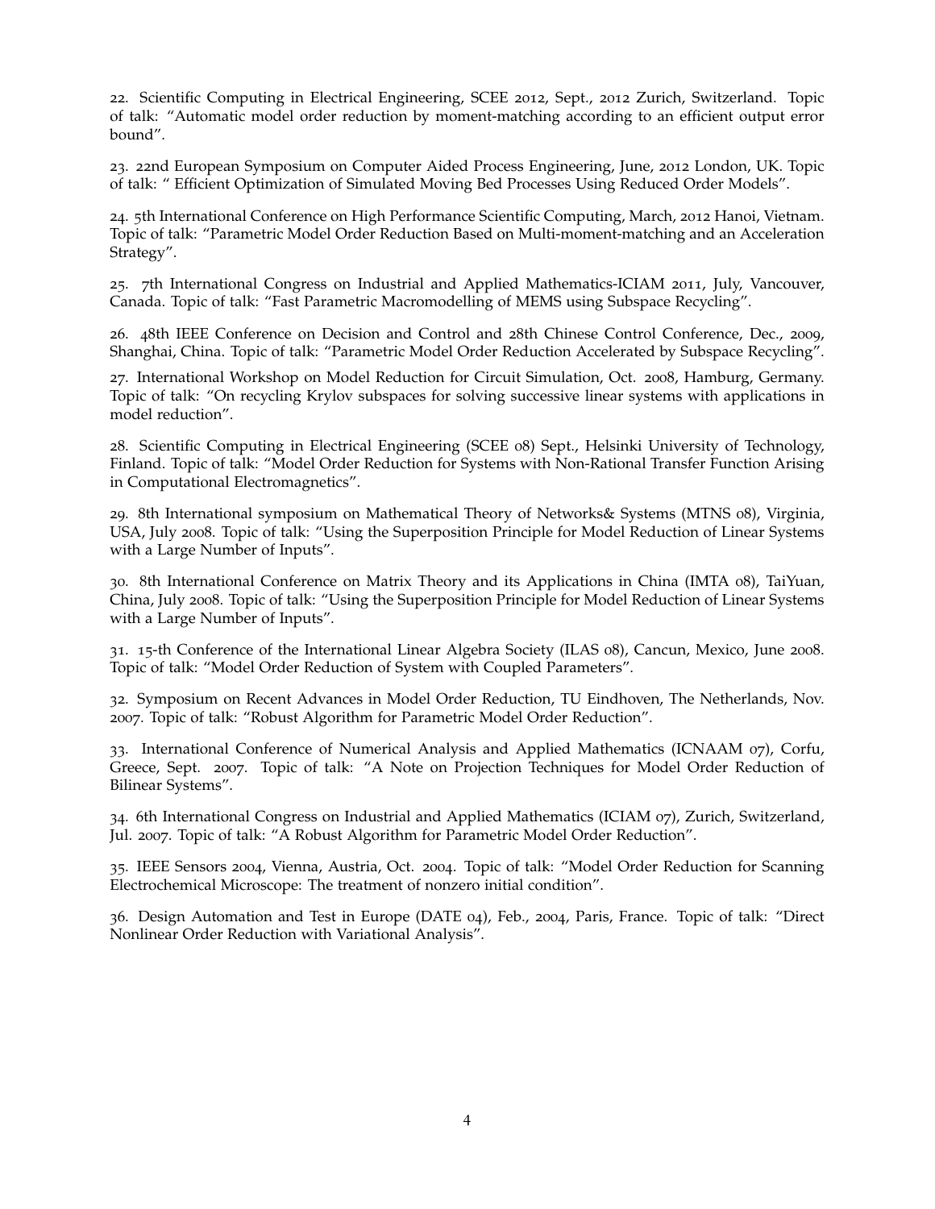22. Scientific Computing in Electrical Engineering, SCEE 2012, Sept., 2012 Zurich, Switzerland. Topic of talk: "Automatic model order reduction by moment-matching according to an efficient output error bound".

23. 22nd European Symposium on Computer Aided Process Engineering, June, 2012 London, UK. Topic of talk: " Efficient Optimization of Simulated Moving Bed Processes Using Reduced Order Models".

24. 5th International Conference on High Performance Scientific Computing, March, 2012 Hanoi, Vietnam. Topic of talk: "Parametric Model Order Reduction Based on Multi-moment-matching and an Acceleration Strategy".

25. 7th International Congress on Industrial and Applied Mathematics-ICIAM 2011, July, Vancouver, Canada. Topic of talk: "Fast Parametric Macromodelling of MEMS using Subspace Recycling".

26. 48th IEEE Conference on Decision and Control and 28th Chinese Control Conference, Dec., 2009, Shanghai, China. Topic of talk: "Parametric Model Order Reduction Accelerated by Subspace Recycling".

27. International Workshop on Model Reduction for Circuit Simulation, Oct. 2008, Hamburg, Germany. Topic of talk: "On recycling Krylov subspaces for solving successive linear systems with applications in model reduction".

28. Scientific Computing in Electrical Engineering (SCEE 08) Sept., Helsinki University of Technology, Finland. Topic of talk: "Model Order Reduction for Systems with Non-Rational Transfer Function Arising in Computational Electromagnetics".

29. 8th International symposium on Mathematical Theory of Networks& Systems (MTNS 08), Virginia, USA, July 2008. Topic of talk: "Using the Superposition Principle for Model Reduction of Linear Systems with a Large Number of Inputs".

30. 8th International Conference on Matrix Theory and its Applications in China (IMTA 08), TaiYuan, China, July 2008. Topic of talk: "Using the Superposition Principle for Model Reduction of Linear Systems with a Large Number of Inputs".

31. 15-th Conference of the International Linear Algebra Society (ILAS 08), Cancun, Mexico, June 2008. Topic of talk: "Model Order Reduction of System with Coupled Parameters".

32. Symposium on Recent Advances in Model Order Reduction, TU Eindhoven, The Netherlands, Nov. 2007. Topic of talk: "Robust Algorithm for Parametric Model Order Reduction".

33. International Conference of Numerical Analysis and Applied Mathematics (ICNAAM 07), Corfu, Greece, Sept. 2007. Topic of talk: "A Note on Projection Techniques for Model Order Reduction of Bilinear Systems".

34. 6th International Congress on Industrial and Applied Mathematics (ICIAM 07), Zurich, Switzerland, Jul. 2007. Topic of talk: "A Robust Algorithm for Parametric Model Order Reduction".

35. IEEE Sensors 2004, Vienna, Austria, Oct. 2004. Topic of talk: "Model Order Reduction for Scanning Electrochemical Microscope: The treatment of nonzero initial condition".

36. Design Automation and Test in Europe (DATE 04), Feb., 2004, Paris, France. Topic of talk: "Direct Nonlinear Order Reduction with Variational Analysis".